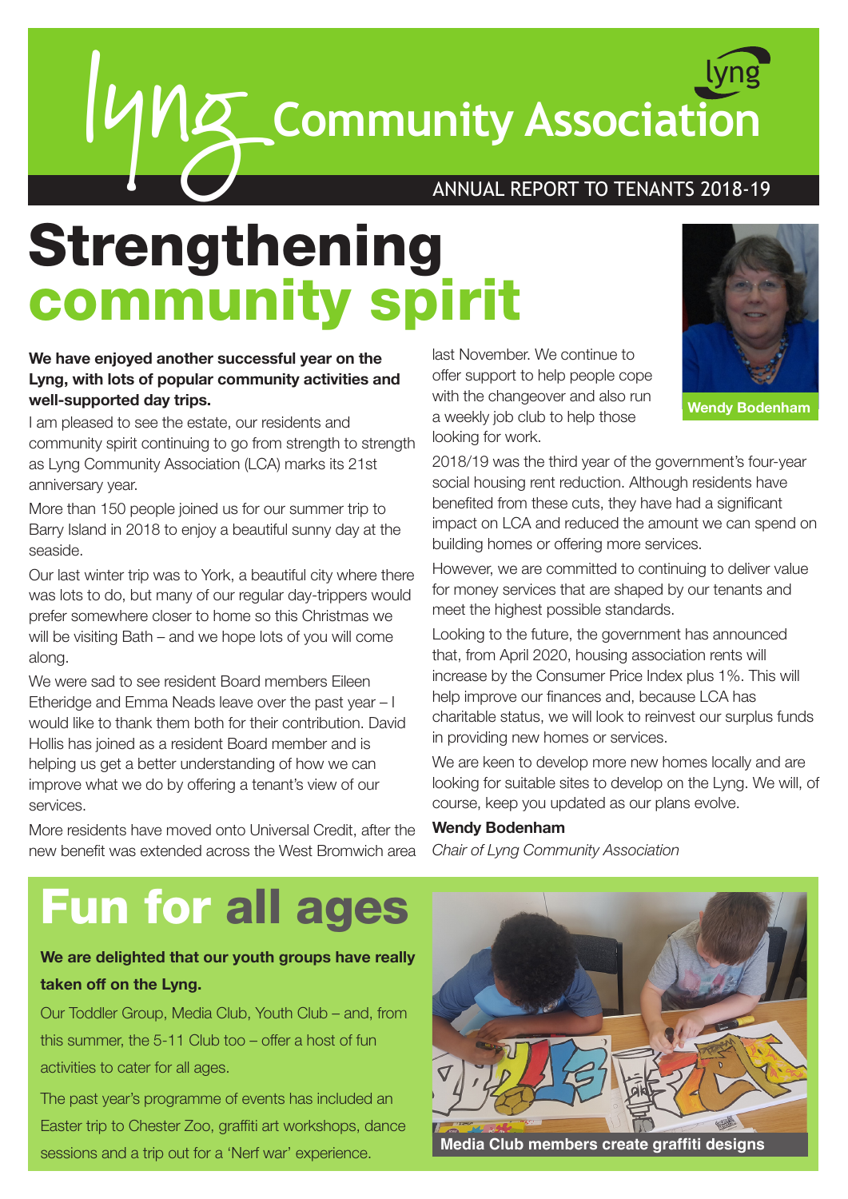# Lyng Community Association

ANNUAL REPORT TO TENANTS 2018-19

# Strengthening community spirit

**We have enjoyed another successful year on the Lyng, with lots of popular community activities and well-supported day trips.**

I am pleased to see the estate, our residents and community spirit continuing to go from strength to strength as Lyng Community Association (LCA) marks its 21st anniversary year.

More than 150 people joined us for our summer trip to Barry Island in 2018 to enjoy a beautiful sunny day at the seaside.

Our last winter trip was to York, a beautiful city where there was lots to do, but many of our regular day-trippers would prefer somewhere closer to home so this Christmas we will be visiting Bath – and we hope lots of you will come along.

We were sad to see resident Board members Eileen Etheridge and Emma Neads leave over the past year – I would like to thank them both for their contribution. David Hollis has joined as a resident Board member and is helping us get a better understanding of how we can improve what we do by offering a tenant's view of our services.

More residents have moved onto Universal Credit, after the new benefit was extended across the West Bromwich area last November. We continue to offer support to help people cope with the changeover and also run a weekly job club to help those looking for work.

Wendy Bodenham

2018/19 was the third year of the government's four-year social housing rent reduction. Although residents have benefited from these cuts, they have had a significant impact on LCA and reduced the amount we can spend on building homes or offering more services.

However, we are committed to continuing to deliver value for money services that are shaped by our tenants and meet the highest possible standards.

Looking to the future, the government has announced that, from April 2020, housing association rents will increase by the Consumer Price Index plus 1%. This will help improve our finances and, because LCA has charitable status, we will look to reinvest our surplus funds in providing new homes or services.

We are keen to develop more new homes locally and are looking for suitable sites to develop on the Lyng. We will, of course, keep you updated as our plans evolve.

**Wendy Bodenham**

*Chair of Lyng Community Association*

# Fun for all ages

**We are delighted that our youth groups have really taken off on the Lyng.**

Our Toddler Group, Media Club, Youth Club – and, from this summer, the 5-11 Club too – offer a host of fun activities to cater for all ages.

The past year's programme of events has included an Easter trip to Chester Zoo, graffiti art workshops, dance sessions and a trip out for a 'Nerf war' experience.

Media Club members create graffiti designs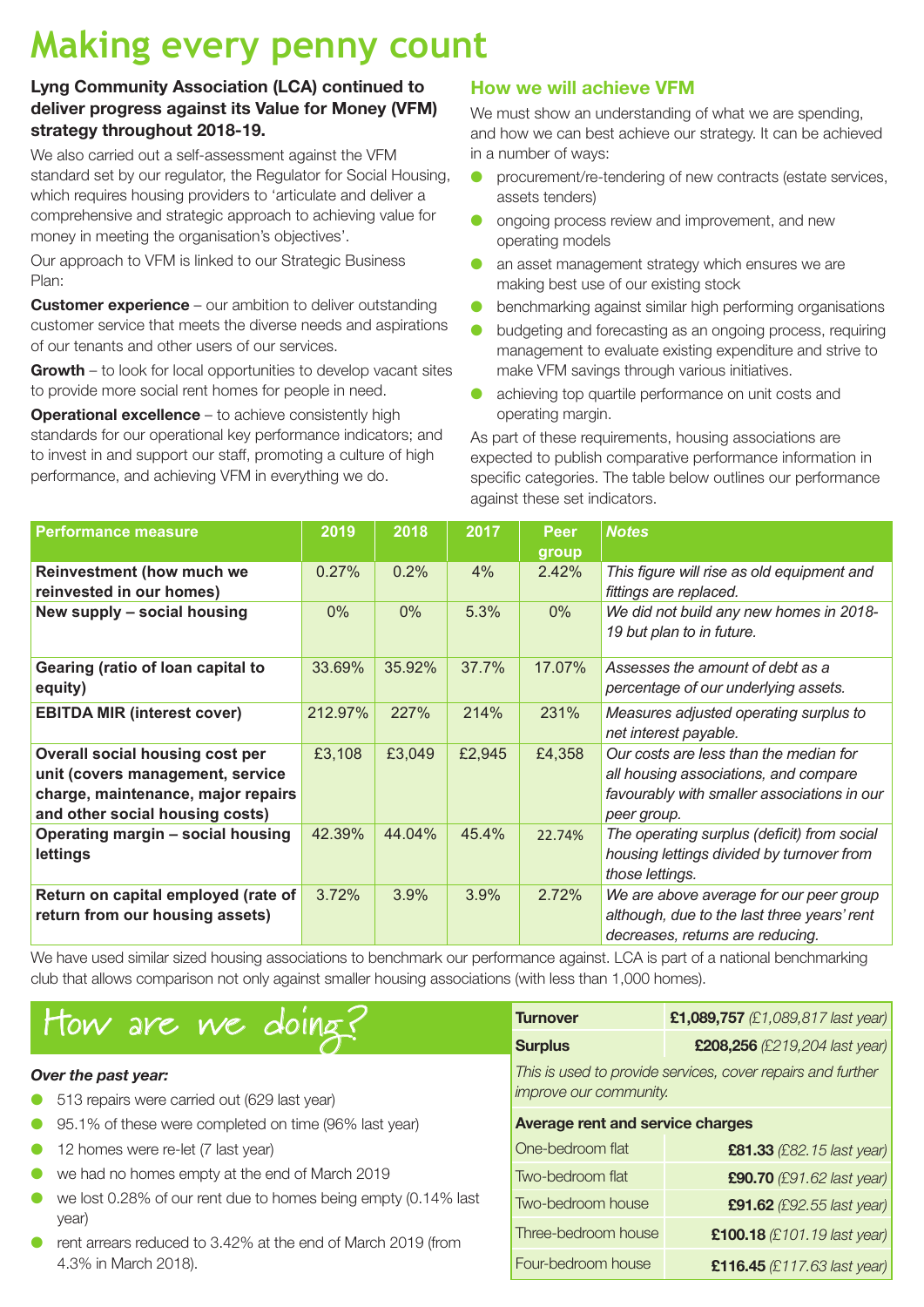# Making every penny count

**Lyng Community Association (LCA) continued to deliver progress against its Value for Money (VFM) strategy throughout 2018-19.**

We also carried out a self-assessment against the VFM standard set by our regulator, the Regulator for Social Housing, which requires housing providers to 'articulate and deliver a comprehensive and strategic approach to achieving value for money in meeting the organisation's objectives'.

Our approach to VFM is linked to our Strategic Business Plan:

**Customer experience** – our ambition to deliver outstanding customer service that meets the diverse needs and aspirations of our tenants and other users of our services.

**Growth** – to look for local opportunities to develop vacant sites to provide more social rent homes for people in need.

**Operational excellence** – to achieve consistently high standards for our operational key performance indicators; and to invest in and support our staff, promoting a culture of high performance, and achieving VFM in everything we do.

## How we will achieve VFM

We must show an understanding of what we are spending, and how we can best achieve our strategy. It can be achieved in a number of ways:

- procurement/re-tendering of new contracts (estate services, assets tenders)
- ongoing process review and improvement, and new operating models
- an asset management strategy which ensures we are making best use of our existing stock
- benchmarking against similar high performing organisations
- budgeting and forecasting as an ongoing process, requiring management to evaluate existing expenditure and strive to make VFM savings through various initiatives.
- achieving top quartile performance on unit costs and operating margin.

As part of these requirements, housing associations are expected to publish comparative performance information in specific categories. The table below outlines our performance against these set indicators.

| Performance measure | 2019 | 2018 | 2017 | Peer group | *Notes* |
|---|---|---|---|---|---|
| **Reinvestment (how much we reinvested in our homes)** | 0.27% | 0.2% | 4% | 2.42% | *This figure will rise as old equipment and fittings are replaced.* |
| **New supply – social housing** | 0% | 0% | 5.3% | 0% | *We did not build any new homes in 2018-19 but plan to in future.* |
| **Gearing (ratio of loan capital to equity)** | 33.69% | 35.92% | 37.7% | 17.07% | *Assesses the amount of debt as a percentage of our underlying assets.* |
| **EBITDA MIR (interest cover)** | 212.97% | 227% | 214% | 231% | *Measures adjusted operating surplus to net interest payable.* |
| **Overall social housing cost per unit (covers management, service charge, maintenance, major repairs and other social housing costs)** | £3,108 | £3,049 | £2,945 | £4,358 | *Our costs are less than the median for all housing associations, and compare favourably with smaller associations in our peer group.* |
| **Operating margin – social housing lettings** | 42.39% | 44.04% | 45.4% | 22.74% | *The operating surplus (deficit) from social housing lettings divided by turnover from those lettings.* |
| **Return on capital employed (rate of return from our housing assets)** | 3.72% | 3.9% | 3.9% | 2.72% | *We are above average for our peer group although, due to the last three years' rent decreases, returns are reducing.* |

We have used similar sized housing associations to benchmark our performance against. LCA is part of a national benchmarking club that allows comparison not only against smaller housing associations (with less than 1,000 homes).

## How are we doing?

***Over the past year:***

- 513 repairs were carried out (629 last year)
- 95.1% of these were completed on time (96% last year)
- 12 homes were re-let (7 last year)
- we had no homes empty at the end of March 2019
- we lost 0.28% of our rent due to homes being empty (0.14% last year)
- rent arrears reduced to 3.42% at the end of March 2019 (from 4.3% in March 2018).

| | |
|---|---|
| **Turnover** | **£1,089,757** *(£1,089,817 last year)* |
| **Surplus** | **£208,256** *(£219,204 last year)* |

*This is used to provide services, cover repairs and further improve our community.*

| **Average rent and service charges** | |
|---|---|
| One-bedroom flat | **£81.33** *(£82.15 last year)* |
| Two-bedroom flat | **£90.70** *(£91.62 last year)* |
| Two-bedroom house | **£91.62** *(£92.55 last year)* |
| Three-bedroom house | **£100.18** *(£101.19 last year)* |
| Four-bedroom house | **£116.45** *(£117.63 last year)* |